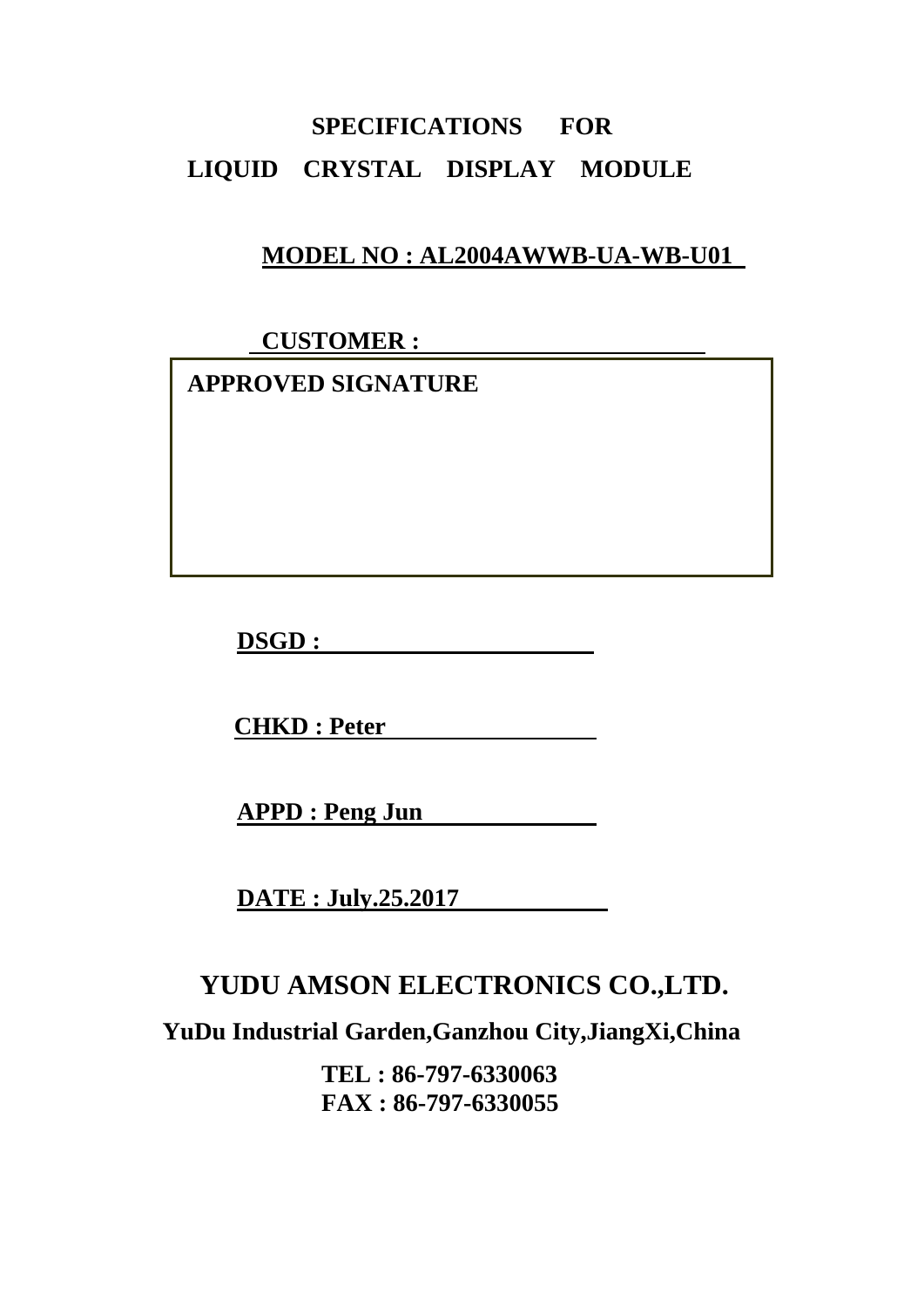# SPECIFICATIONS FOR
# LIQUID CRYSTAL DISPLAY MODULE

**MODEL NO : AL2004AWWB-UA-WB-U01**

**CUSTOMER :**

| APPROVED SIGNATURE |
| --- |
| |

**DSGD :**

**CHKD : Peter**

**APPD : Peng Jun**

**DATE : July.25.2017**

## YUDU AMSON ELECTRONICS CO.,LTD.

**YuDu Industrial Garden,Ganzhou City,JiangXi,China**

**TEL : 86-797-6330063**
**FAX : 86-797-6330055**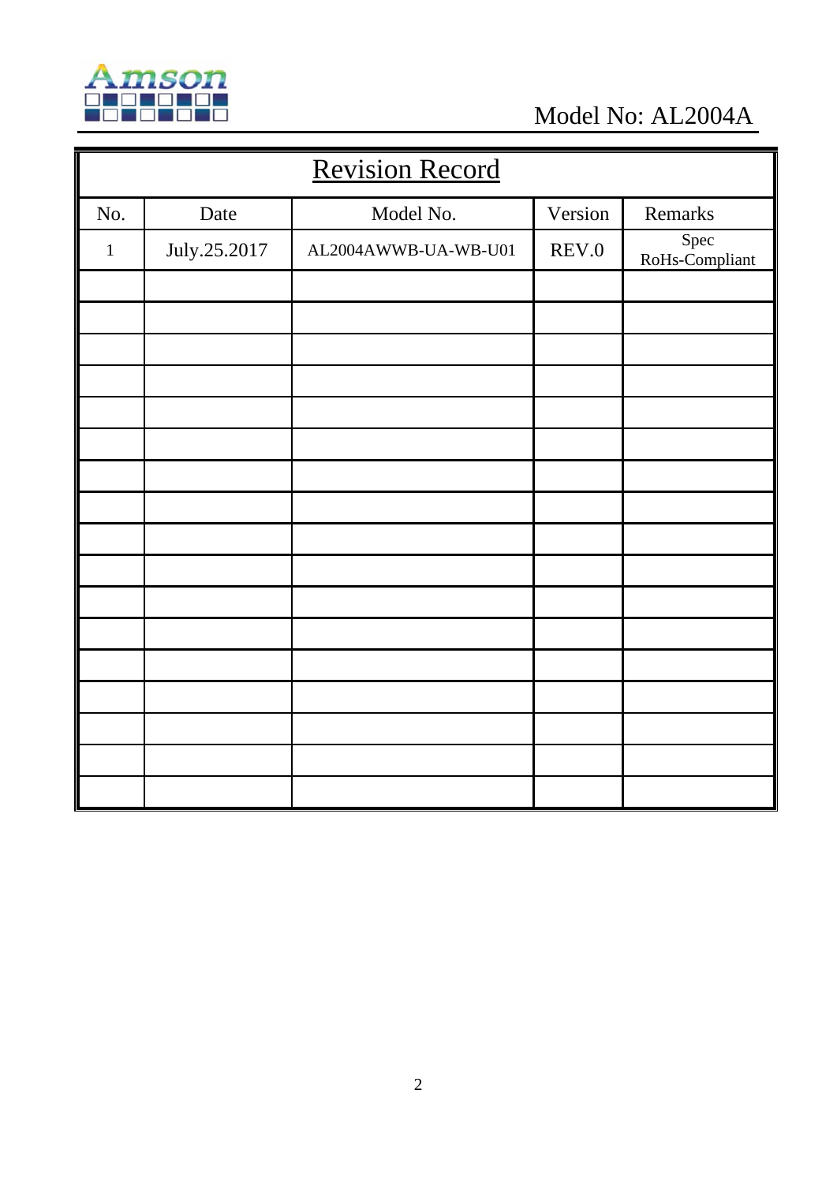## Revision Record

| No. | Date | Model No. | Version | Remarks |
|---|---|---|---|---|
| 1 | July.25.2017 | AL2004AWWB-UA-WB-U01 | REV.0 | Spec RoHs-Compliant |
| | | | | |
| | | | | |
| | | | | |
| | | | | |
| | | | | |
| | | | | |
| | | | | |
| | | | | |
| | | | | |
| | | | | |
| | | | | |
| | | | | |
| | | | | |
| | | | | |
| | | | | |
| | | | | |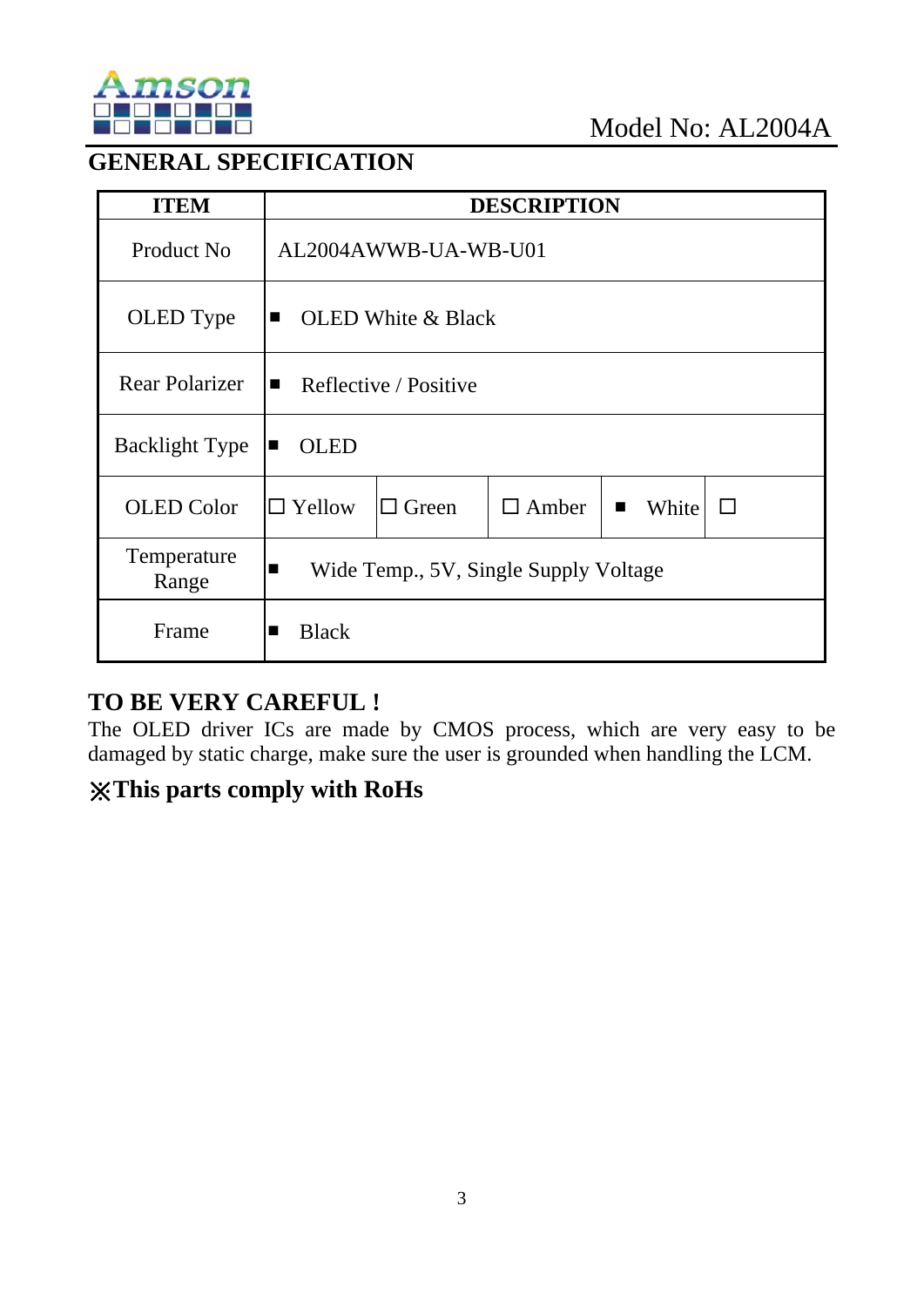Model No: AL2004A

## GENERAL SPECIFICATION

| ITEM | DESCRIPTION | | | | |
|---|---|---|---|---|---|
| Product No | AL2004AWWB-UA-WB-U01 | | | | |
| OLED Type | ■ OLED White & Black | | | | |
| Rear Polarizer | ■ Reflective / Positive | | | | |
| Backlight Type | ■ OLED | | | | |
| OLED Color | □ Yellow | □ Green | □ Amber | ■ White | □ |
| Temperature Range | ■ Wide Temp., 5V, Single Supply Voltage | | | | |
| Frame | ■ Black | | | | |

## TO BE VERY CAREFUL !

The OLED driver ICs are made by CMOS process, which are very easy to be damaged by static charge, make sure the user is grounded when handling the LCM.

## ※This parts comply with RoHs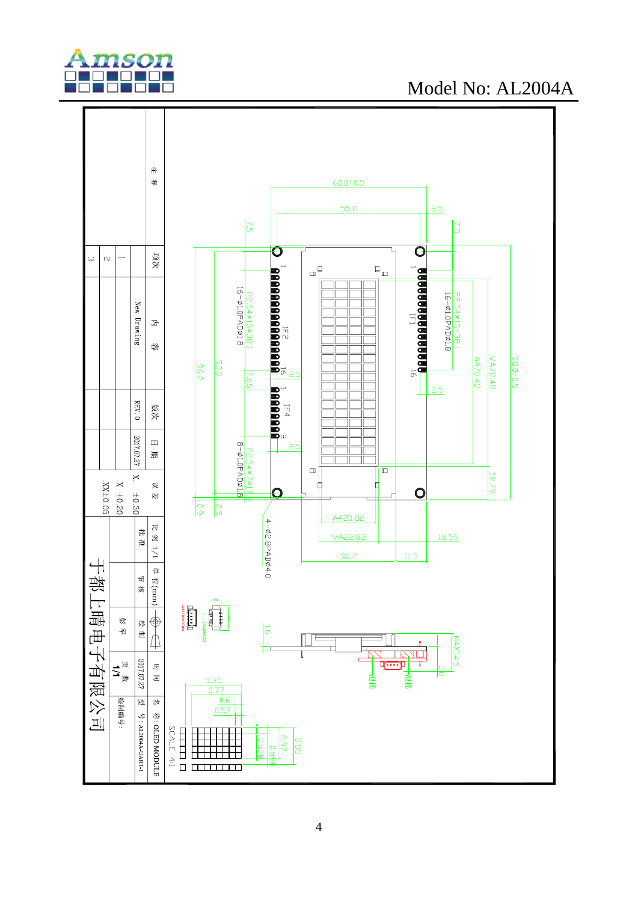Model No: AL2004A

60.0±0.5

55.0

2.5

7.5

7.5

16-Ø1.0PADØ1.8

P2.54*15=38.1

IF2

16-Ø1.0PADØ1.8

P2.54*15=38.1

IF1

96.2

93.0

7.65

2.5

IF4

8-Ø1.0PADØ1.8

P2.54*7=17.8

2.5

AA70.42

VA72.42

98.0±0.5

12.79

0.9

2.5

4-Ø2.8PADØ4.0

AA20.82

VA22.82

36.2

11.9

18.59

1.6

MAX14.5

5.0

泡棉

泡棉

5.35

0.77

0.6

0.57

0.578

0.598

2.97

3.55

SCALE 4:1

| 项次 | 内容 | 版次 | 日期 | 误差 |
|---|---|---|---|---|
| 1 | New Drawing | REV. 0 | 2017.07.27 | X. ±0.30 |
| 2 | | | | .X ±0.20 |
| 3 | | | | .XX±0.05 |

注释

| 比例 1/1 | 单位(mm) | | 时间 | 名称: OLED MODULE |
|---|---|---|---|---|
| 批准 | 审核 | 绘制 | 2017.07.27 | 型号: AL2004A-UART-1 |
| | | 姿芋 | 页数 1/1 | 绘制编号: |

于都上晴电子有限公司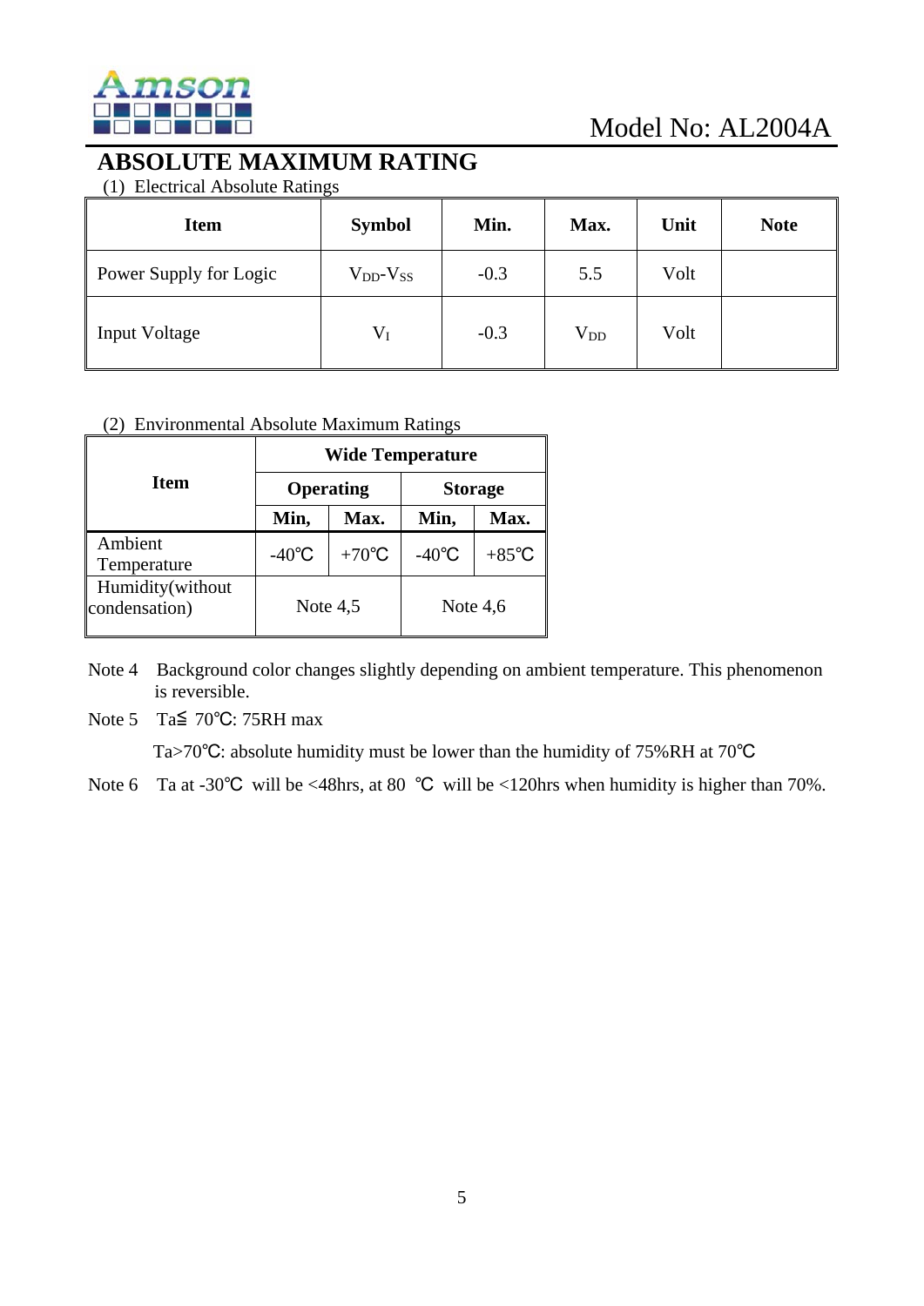# ABSOLUTE MAXIMUM RATING

(1) Electrical Absolute Ratings

| Item | Symbol | Min. | Max. | Unit | Note |
|---|---|---|---|---|---|
| Power Supply for Logic | $V_{DD}$-$V_{SS}$ | -0.3 | 5.5 | Volt | |
| Input Voltage | $V_I$ | -0.3 | $V_{DD}$ | Volt | |

(2) Environmental Absolute Maximum Ratings

| Item | Wide Temperature | | | |
|---|---|---|---|---|
| | Operating | | Storage | |
| | Min, | Max. | Min, | Max. |
| Ambient Temperature | -40℃ | +70℃ | -40℃ | +85℃ |
| Humidity(without condensation) | Note 4,5 | | Note 4,6 | |

Note 4 Background color changes slightly depending on ambient temperature. This phenomenon is reversible.

Note 5 Ta≦ 70℃: 75RH max

Ta>70℃: absolute humidity must be lower than the humidity of 75%RH at 70℃

Note 6 Ta at -30℃ will be <48hrs, at 80 ℃ will be <120hrs when humidity is higher than 70%.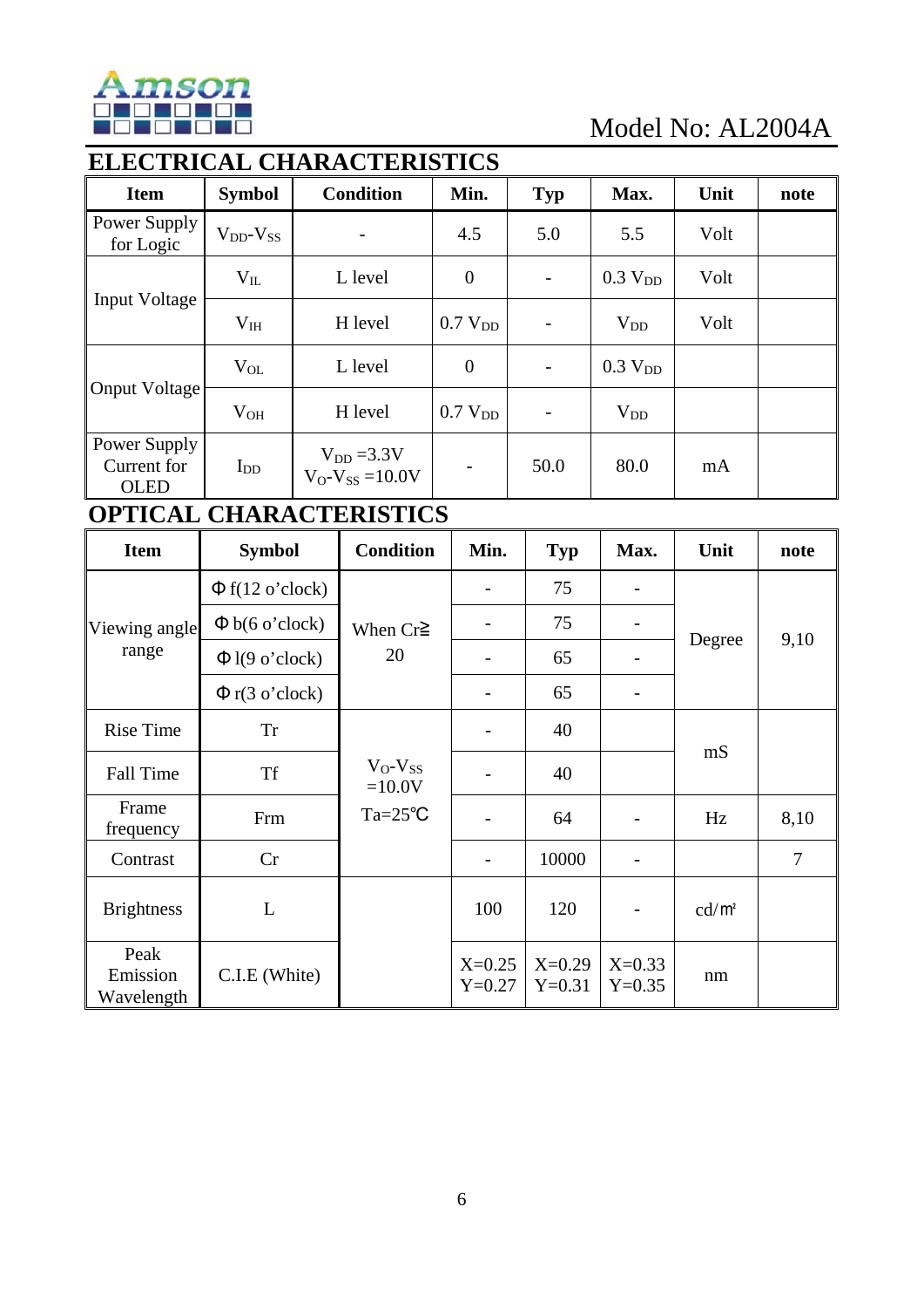## ELECTRICAL CHARACTERISTICS

| Item | Symbol | Condition | Min. | Typ | Max. | Unit | note |
|---|---|---|---|---|---|---|---|
| Power Supply for Logic | $V_{DD}$-$V_{SS}$ | - | 4.5 | 5.0 | 5.5 | Volt | |
| Input Voltage | $V_{IL}$ | L level | 0 | - | 0.3 $V_{DD}$ | Volt | |
| | $V_{IH}$ | H level | 0.7 $V_{DD}$ | - | $V_{DD}$ | Volt | |
| Onput Voltage | $V_{OL}$ | L level | 0 | - | 0.3 $V_{DD}$ | | |
| | $V_{OH}$ | H level | 0.7 $V_{DD}$ | - | $V_{DD}$ | | |
| Power Supply Current for OLED | $I_{DD}$ | $V_{DD}$ =3.3V $V_O$-$V_{SS}$ =10.0V | - | 50.0 | 80.0 | mA | |

## OPTICAL CHARACTERISTICS

| Item | Symbol | Condition | Min. | Typ | Max. | Unit | note |
|---|---|---|---|---|---|---|---|
| Viewing angle range | Φ f(12 o'clock) | When Cr≧ 20 | - | 75 | - | Degree | 9,10 |
| | Φ b(6 o'clock) | | - | 75 | - | | |
| | Φ l(9 o'clock) | | - | 65 | - | | |
| | Φ r(3 o'clock) | | - | 65 | - | | |
| Rise Time | Tr | $V_O$-$V_{SS}$ =10.0V Ta=25℃ | - | 40 | | mS | |
| Fall Time | Tf | | - | 40 | | | |
| Frame frequency | Frm | | - | 64 | - | Hz | 8,10 |
| Contrast | Cr | | - | 10000 | - | | 7 |
| Brightness | L | | 100 | 120 | - | cd/㎡ | |
| Peak Emission Wavelength | C.I.E (White) | | X=0.25 Y=0.27 | X=0.29 Y=0.31 | X=0.33 Y=0.35 | nm | |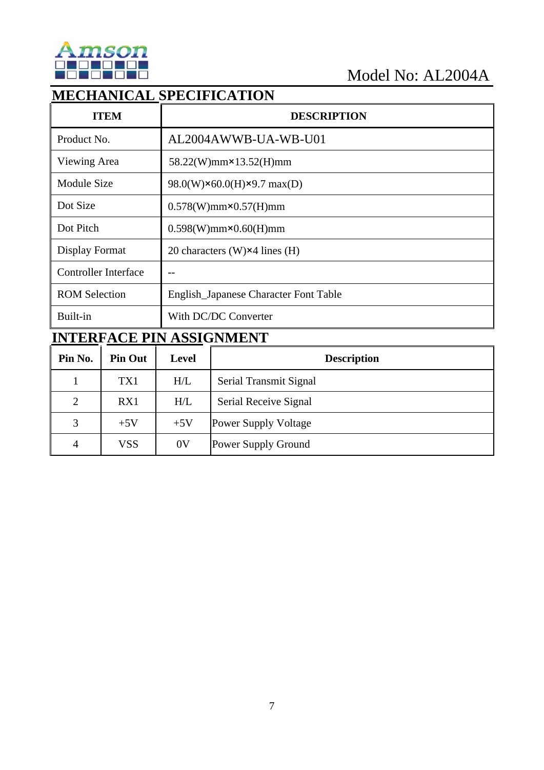Model No: AL2004A

## MECHANICAL SPECIFICATION

| ITEM | DESCRIPTION |
|---|---|
| Product No. | AL2004AWWB-UA-WB-U01 |
| Viewing Area | 58.22(W)mm×13.52(H)mm |
| Module Size | 98.0(W)×60.0(H)×9.7 max(D) |
| Dot Size | 0.578(W)mm×0.57(H)mm |
| Dot Pitch | 0.598(W)mm×0.60(H)mm |
| Display Format | 20 characters (W)×4 lines (H) |
| Controller Interface | -- |
| ROM Selection | English_Japanese Character Font Table |
| Built-in | With DC/DC Converter |

## INTERFACE PIN ASSIGNMENT

| Pin No. | Pin Out | Level | Description |
|---|---|---|---|
| 1 | TX1 | H/L | Serial Transmit Signal |
| 2 | RX1 | H/L | Serial Receive Signal |
| 3 | +5V | +5V | Power Supply Voltage |
| 4 | VSS | 0V | Power Supply Ground |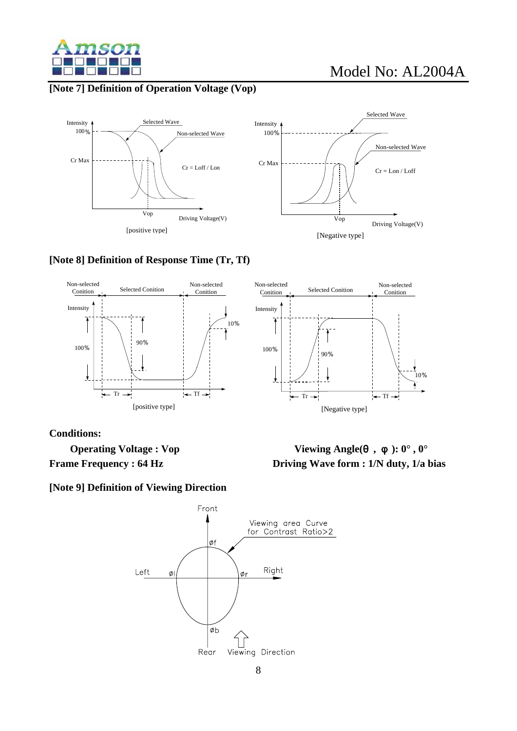## [Note 7] Definition of Operation Voltage (Vop)

Intensity
100%
Cr Max
Selected Wave
Non-selected Wave
Cr = Loff / Lon
Vop
Driving Voltage(V)

[positive type]

Intensity
100%
Cr Max
Selected Wave
Non-selected Wave
Cr = Lon / Loff
Vop
Driving Voltage(V)

[Negative type]

## [Note 8] Definition of Response Time (Tr, Tf)

Non-selected Conition | Selected Conition | Non-selected Conition
Intensity
100%
90%
10%
Tr
Tf

[positive type]

Non-selected Conition | Selected Conition | Non-selected Conition
Intensity
100%
90%
10%
Tr
Tf

[Negative type]

**Conditions:**

**Operating Voltage : Vop**

**Viewing Angle(θ , φ ): 0° , 0°**

**Frame Frequency : 64 Hz**

**Driving Wave form : 1/N duty, 1/a bias**

## [Note 9] Definition of Viewing Direction

Front
Viewing area Curve for Contrast Ratio>2
øf
Left
øl
ør
Right
øb
Rear
Viewing Direction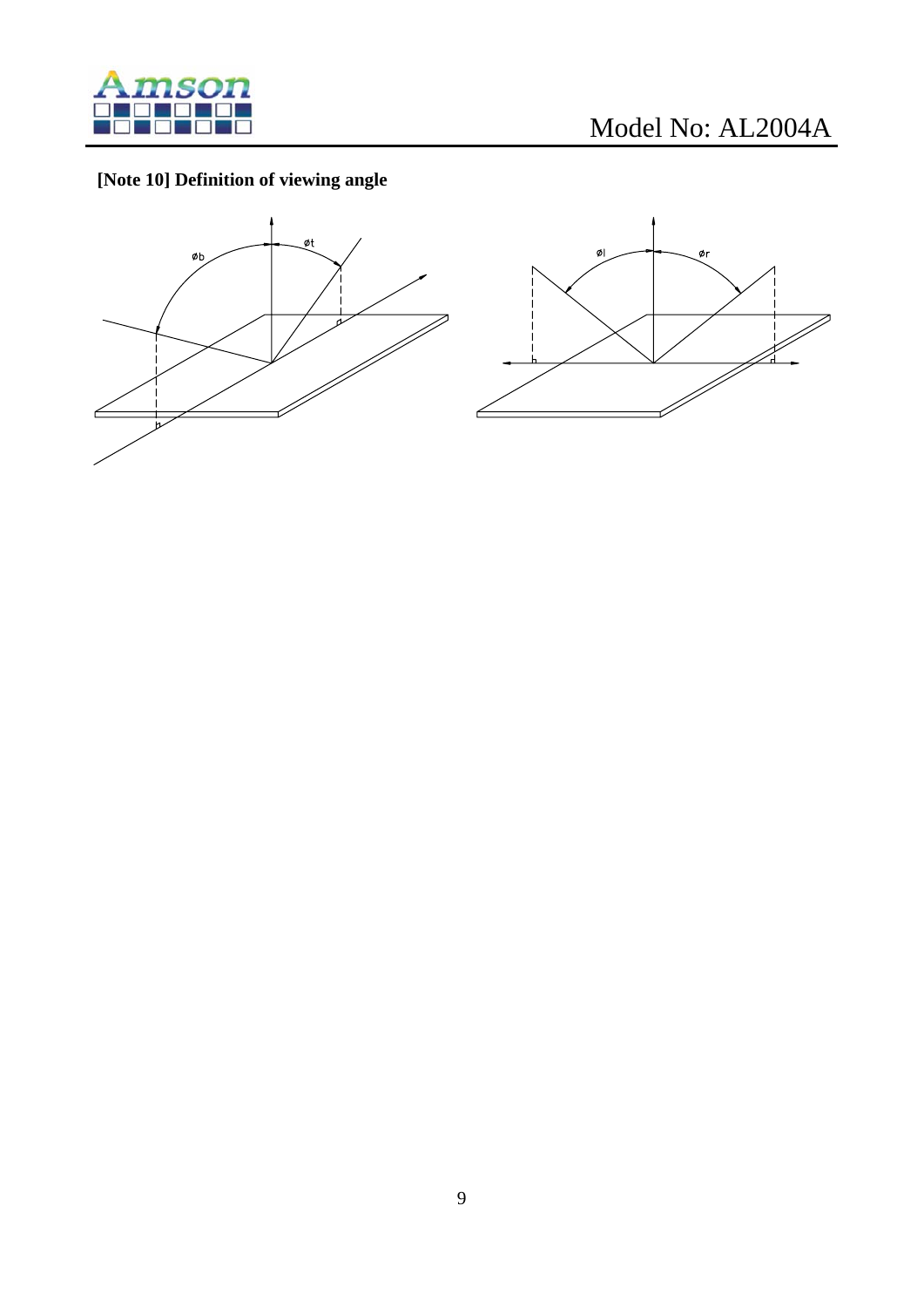**[Note 10] Definition of viewing angle**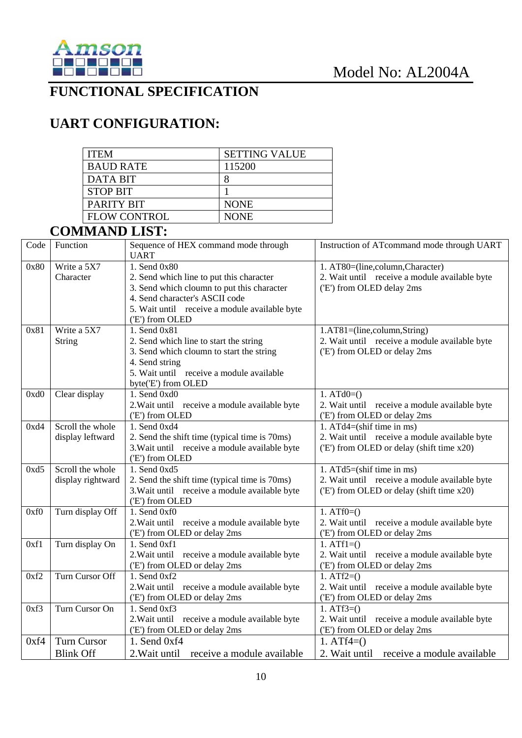# FUNCTIONAL SPECIFICATION

## UART CONFIGURATION:

| ITEM | SETTING VALUE |
|---|---|
| BAUD RATE | 115200 |
| DATA BIT | 8 |
| STOP BIT | 1 |
| PARITY BIT | NONE |
| FLOW CONTROL | NONE |

## COMMAND LIST:

| Code | Function | Sequence of HEX command mode through UART | Instruction of ATcommand mode through UART |
|---|---|---|---|
| 0x80 | Write a 5X7 Character | 1. Send 0x80<br>2. Send which line to put this character<br>3. Send which cloumn to put this character<br>4. Send character's ASCII code<br>5. Wait until receive a module available byte ('E') from OLED | 1. AT80=(line,column,Character)<br>2. Wait until receive a module available byte ('E') from OLED delay 2ms |
| 0x81 | Write a 5X7 String | 1. Send 0x81<br>2. Send which line to start the string<br>3. Send which cloumn to start the string<br>4. Send string<br>5. Wait until receive a module available byte('E') from OLED | 1.AT81=(line,column,String)<br>2. Wait until receive a module available byte ('E') from OLED or delay 2ms |
| 0xd0 | Clear display | 1. Send 0xd0<br>2.Wait until receive a module available byte ('E') from OLED | 1. ATd0=()<br>2. Wait until receive a module available byte ('E') from OLED or delay 2ms |
| 0xd4 | Scroll the whole display leftward | 1. Send 0xd4<br>2. Send the shift time (typical time is 70ms)<br>3.Wait until receive a module available byte ('E') from OLED | 1. ATd4=(shif time in ms)<br>2. Wait until receive a module available byte ('E') from OLED or delay (shift time x20) |
| 0xd5 | Scroll the whole display rightward | 1. Send 0xd5<br>2. Send the shift time (typical time is 70ms)<br>3.Wait until receive a module available byte ('E') from OLED | 1. ATd5=(shif time in ms)<br>2. Wait until receive a module available byte ('E') from OLED or delay (shift time x20) |
| 0xf0 | Turn display Off | 1. Send 0xf0<br>2.Wait until receive a module available byte ('E') from OLED or delay 2ms | 1. ATf0=()<br>2. Wait until receive a module available byte ('E') from OLED or delay 2ms |
| 0xf1 | Turn display On | 1. Send 0xf1<br>2.Wait until receive a module available byte ('E') from OLED or delay 2ms | 1. ATf1=()<br>2. Wait until receive a module available byte ('E') from OLED or delay 2ms |
| 0xf2 | Turn Cursor Off | 1. Send 0xf2<br>2.Wait until receive a module available byte ('E') from OLED or delay 2ms | 1. ATf2=()<br>2. Wait until receive a module available byte ('E') from OLED or delay 2ms |
| 0xf3 | Turn Cursor On | 1. Send 0xf3<br>2.Wait until receive a module available byte ('E') from OLED or delay 2ms | 1. ATf3=()<br>2. Wait until receive a module available byte ('E') from OLED or delay 2ms |
| 0xf4 | Turn Cursor Blink Off | 1. Send 0xf4<br>2.Wait until receive a module available | 1. ATf4=()<br>2. Wait until receive a module available |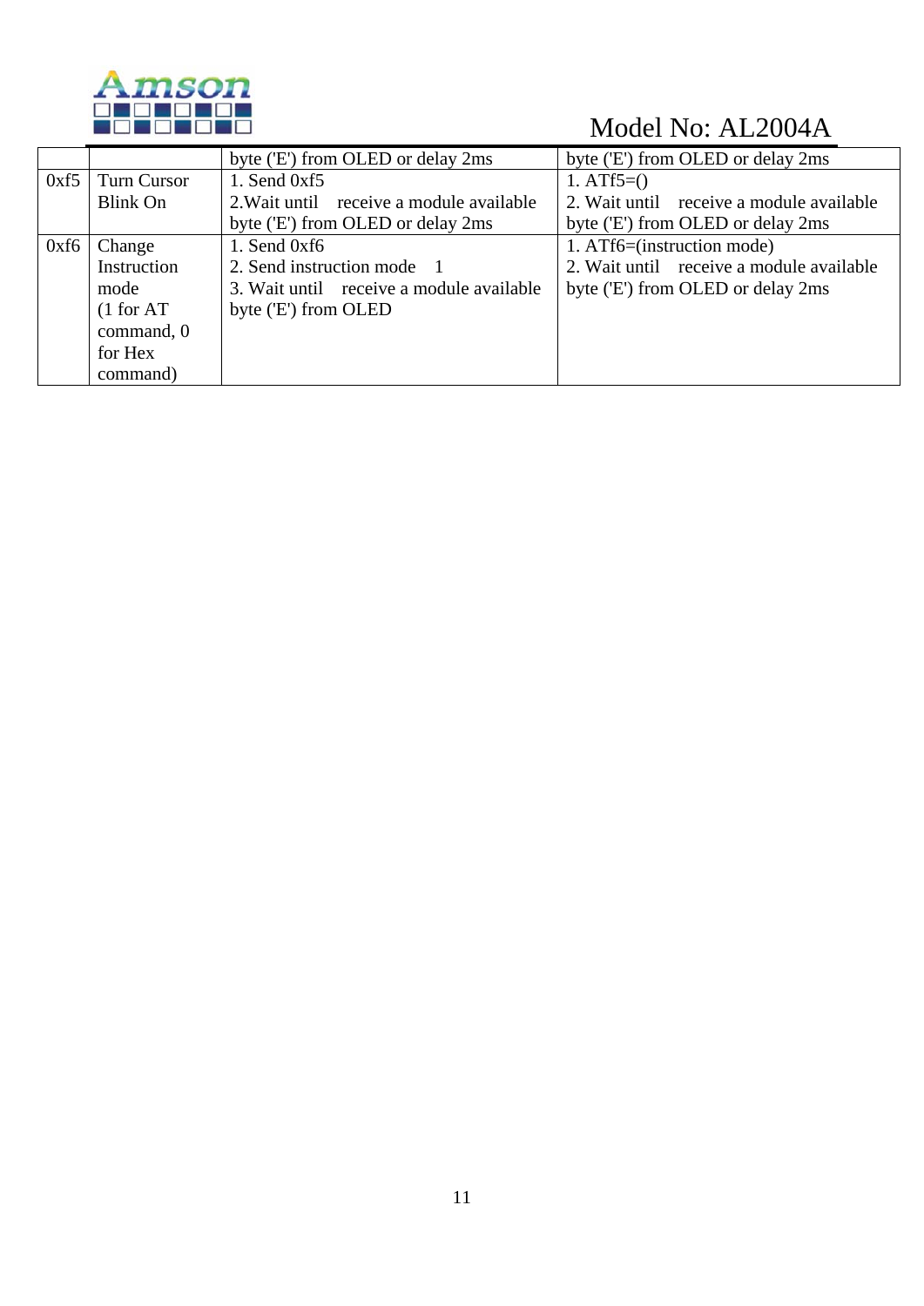|  |  | byte ('E') from OLED or delay 2ms | byte ('E') from OLED or delay 2ms |
|---|---|---|---|
| 0xf5 | Turn Cursor Blink On | 1. Send 0xf5<br>2.Wait until receive a module available byte ('E') from OLED or delay 2ms | 1. ATf5=()<br>2. Wait until receive a module available byte ('E') from OLED or delay 2ms |
| 0xf6 | Change Instruction mode (1 for AT command, 0 for Hex command) | 1. Send 0xf6<br>2. Send instruction mode 1<br>3. Wait until receive a module available byte ('E') from OLED | 1. ATf6=(instruction mode)<br>2. Wait until receive a module available byte ('E') from OLED or delay 2ms |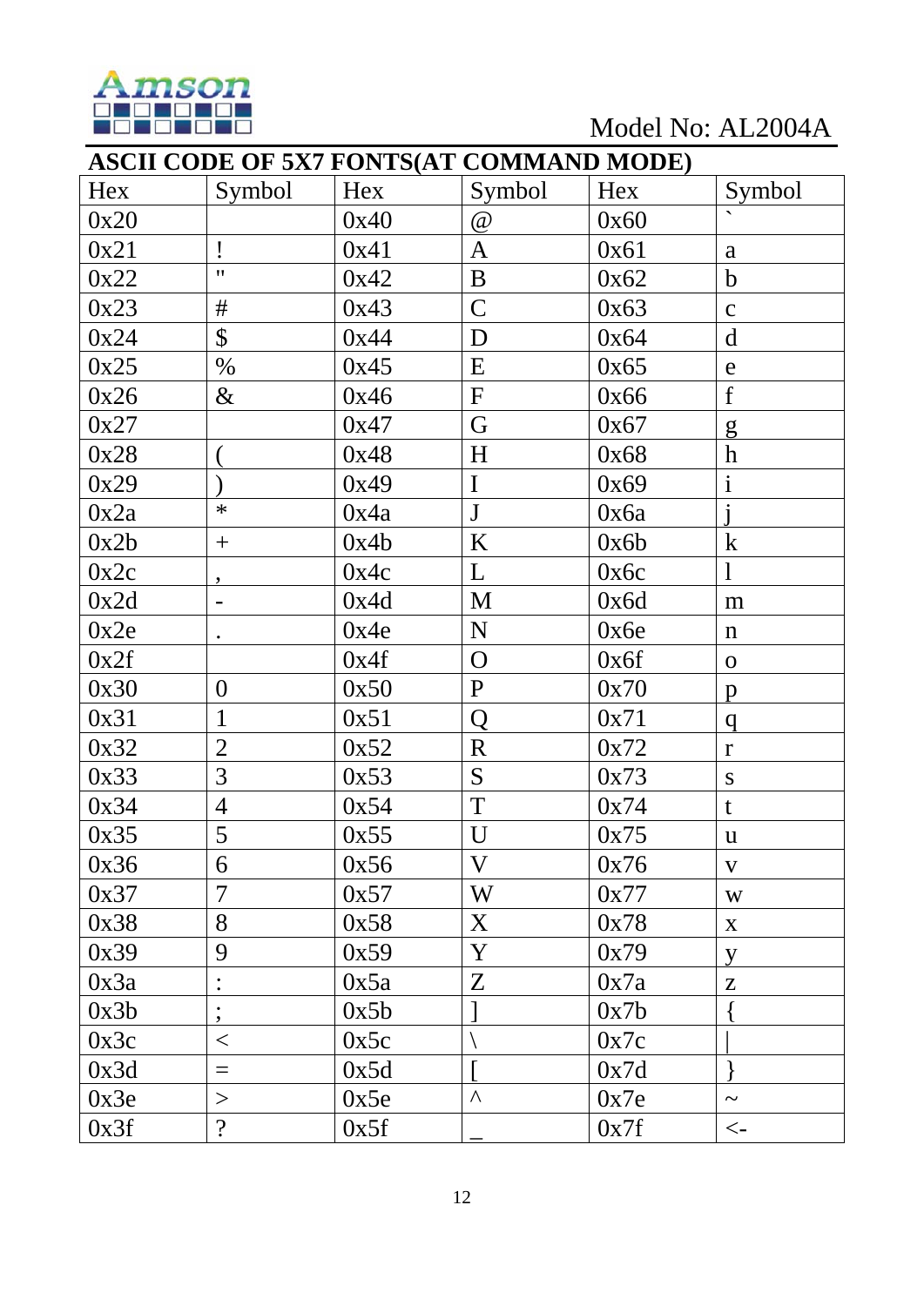## ASCII CODE OF 5X7 FONTS(AT COMMAND MODE)

| Hex | Symbol | Hex | Symbol | Hex | Symbol |
|---|---|---|---|---|---|
| 0x20 | | 0x40 | @ | 0x60 | ` |
| 0x21 | ! | 0x41 | A | 0x61 | a |
| 0x22 | " | 0x42 | B | 0x62 | b |
| 0x23 | # | 0x43 | C | 0x63 | c |
| 0x24 | $ | 0x44 | D | 0x64 | d |
| 0x25 | % | 0x45 | E | 0x65 | e |
| 0x26 | & | 0x46 | F | 0x66 | f |
| 0x27 | | 0x47 | G | 0x67 | g |
| 0x28 | ( | 0x48 | H | 0x68 | h |
| 0x29 | ) | 0x49 | I | 0x69 | i |
| 0x2a | * | 0x4a | J | 0x6a | j |
| 0x2b | + | 0x4b | K | 0x6b | k |
| 0x2c | , | 0x4c | L | 0x6c | l |
| 0x2d | - | 0x4d | M | 0x6d | m |
| 0x2e | . | 0x4e | N | 0x6e | n |
| 0x2f | | 0x4f | O | 0x6f | o |
| 0x30 | 0 | 0x50 | P | 0x70 | p |
| 0x31 | 1 | 0x51 | Q | 0x71 | q |
| 0x32 | 2 | 0x52 | R | 0x72 | r |
| 0x33 | 3 | 0x53 | S | 0x73 | s |
| 0x34 | 4 | 0x54 | T | 0x74 | t |
| 0x35 | 5 | 0x55 | U | 0x75 | u |
| 0x36 | 6 | 0x56 | V | 0x76 | v |
| 0x37 | 7 | 0x57 | W | 0x77 | w |
| 0x38 | 8 | 0x58 | X | 0x78 | x |
| 0x39 | 9 | 0x59 | Y | 0x79 | y |
| 0x3a | : | 0x5a | Z | 0x7a | z |
| 0x3b | ; | 0x5b | ] | 0x7b | { |
| 0x3c | < | 0x5c | \ | 0x7c | \| |
| 0x3d | = | 0x5d | [ | 0x7d | } |
| 0x3e | > | 0x5e | ^ | 0x7e | ~ |
| 0x3f | ? | 0x5f | _ | 0x7f | <- |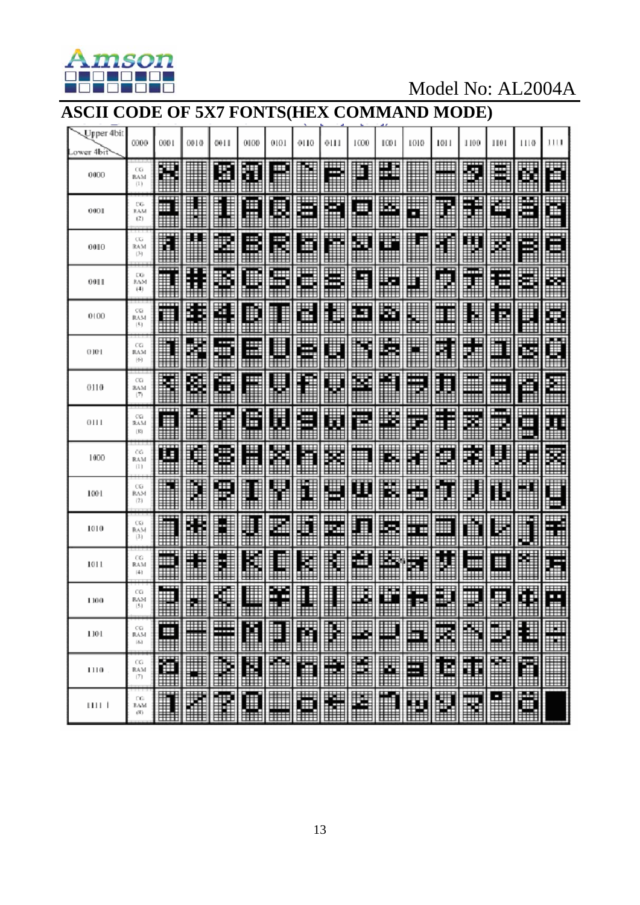# ASCII CODE OF 5X7 FONTS(HEX COMMAND MODE)

| Upper 4bit / Lower 4bit | 0000 | 0001 | 0010 | 0011 | 0100 | 0101 | 0110 | 0111 | 1000 | 1001 | 1010 | 1011 | 1100 | 1101 | 1110 | 1111 |
|---|---|---|---|---|---|---|---|---|---|---|---|---|---|---|---|---|
| 0000 | CG RAM (1) | | | | | | | | | | | | | | | |
| 0001 | CG RAM (2) | | | | | | | | | | | | | | | |
| 0010 | CG RAM (3) | | | | | | | | | | | | | | | |
| 0011 | CG RAM (4) | | | | | | | | | | | | | | | |
| 0100 | CG RAM (5) | | | | | | | | | | | | | | | |
| 0101 | CG RAM (6) | | | | | | | | | | | | | | | |
| 0110 | CG RAM (7) | | | | | | | | | | | | | | | |
| 0111 | CG RAM (8) | | | | | | | | | | | | | | | |
| 1000 | CG RAM (1) | | | | | | | | | | | | | | | |
| 1001 | CG RAM (2) | | | | | | | | | | | | | | | |
| 1010 | CG RAM (3) | | | | | | | | | | | | | | | |
| 1011 | CG RAM (4) | | | | | | | | | | | | | | | |
| 1100 | CG RAM (5) | | | | | | | | | | | | | | | |
| 1101 | CG RAM (6) | | | | | | | | | | | | | | | |
| 1110 | CG RAM (7) | | | | | | | | | | | | | | | |
| 1111 | CG RAM (8) | | | | | | | | | | | | | | | |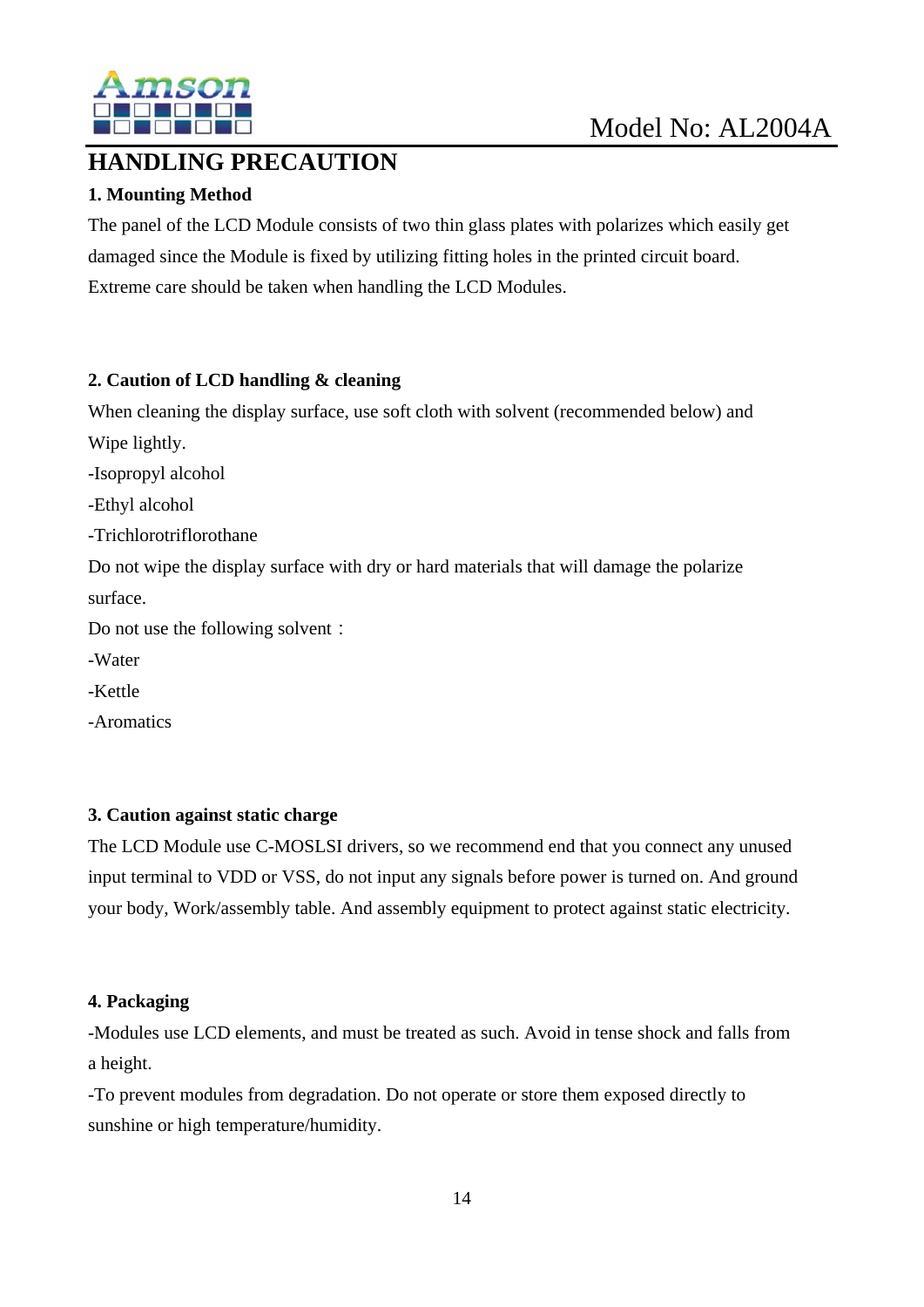# HANDLING PRECAUTION

**1. Mounting Method**

The panel of the LCD Module consists of two thin glass plates with polarizes which easily get damaged since the Module is fixed by utilizing fitting holes in the printed circuit board. Extreme care should be taken when handling the LCD Modules.

**2. Caution of LCD handling & cleaning**

When cleaning the display surface, use soft cloth with solvent (recommended below) and Wipe lightly.

-Isopropyl alcohol

-Ethyl alcohol

-Trichlorotriflorothane

Do not wipe the display surface with dry or hard materials that will damage the polarize surface.

Do not use the following solvent：

-Water

-Kettle

-Aromatics

**3. Caution against static charge**

The LCD Module use C-MOSLSI drivers, so we recommend end that you connect any unused input terminal to VDD or VSS, do not input any signals before power is turned on. And ground your body, Work/assembly table. And assembly equipment to protect against static electricity.

**4. Packaging**

-Modules use LCD elements, and must be treated as such. Avoid in tense shock and falls from a height.

-To prevent modules from degradation. Do not operate or store them exposed directly to sunshine or high temperature/humidity.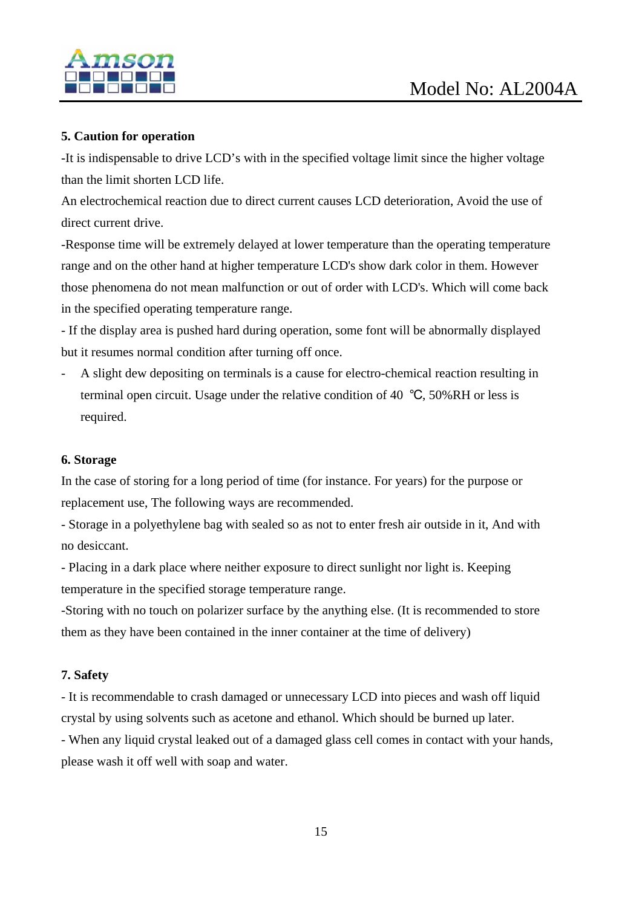**5. Caution for operation**

-It is indispensable to drive LCD's with in the specified voltage limit since the higher voltage than the limit shorten LCD life.

An electrochemical reaction due to direct current causes LCD deterioration, Avoid the use of direct current drive.

-Response time will be extremely delayed at lower temperature than the operating temperature range and on the other hand at higher temperature LCD's show dark color in them. However those phenomena do not mean malfunction or out of order with LCD's. Which will come back in the specified operating temperature range.

- If the display area is pushed hard during operation, some font will be abnormally displayed but it resumes normal condition after turning off once.

- A slight dew depositing on terminals is a cause for electro-chemical reaction resulting in terminal open circuit. Usage under the relative condition of 40 ℃, 50%RH or less is required.

**6. Storage**

In the case of storing for a long period of time (for instance. For years) for the purpose or replacement use, The following ways are recommended.

- Storage in a polyethylene bag with sealed so as not to enter fresh air outside in it, And with no desiccant.

- Placing in a dark place where neither exposure to direct sunlight nor light is. Keeping temperature in the specified storage temperature range.

-Storing with no touch on polarizer surface by the anything else. (It is recommended to store them as they have been contained in the inner container at the time of delivery)

**7. Safety**

- It is recommendable to crash damaged or unnecessary LCD into pieces and wash off liquid crystal by using solvents such as acetone and ethanol. Which should be burned up later.

- When any liquid crystal leaked out of a damaged glass cell comes in contact with your hands, please wash it off well with soap and water.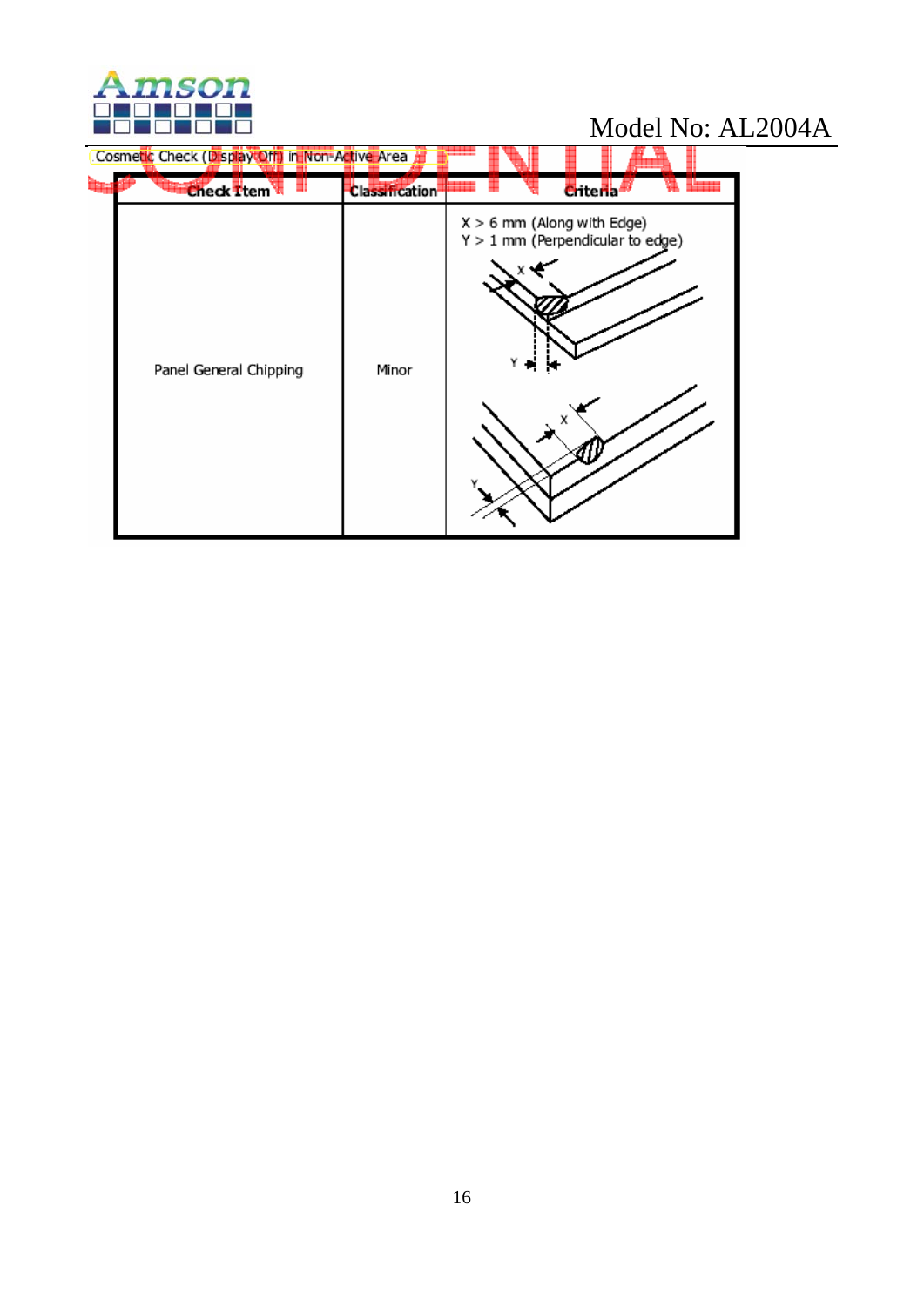Cosmetic Check (Display Off) in Non-Active Area

| Check Item | Classification | Criteria |
|---|---|---|
| Panel General Chipping | Minor | X > 6 mm (Along with Edge)<br>Y > 1 mm (Perpendicular to edge) |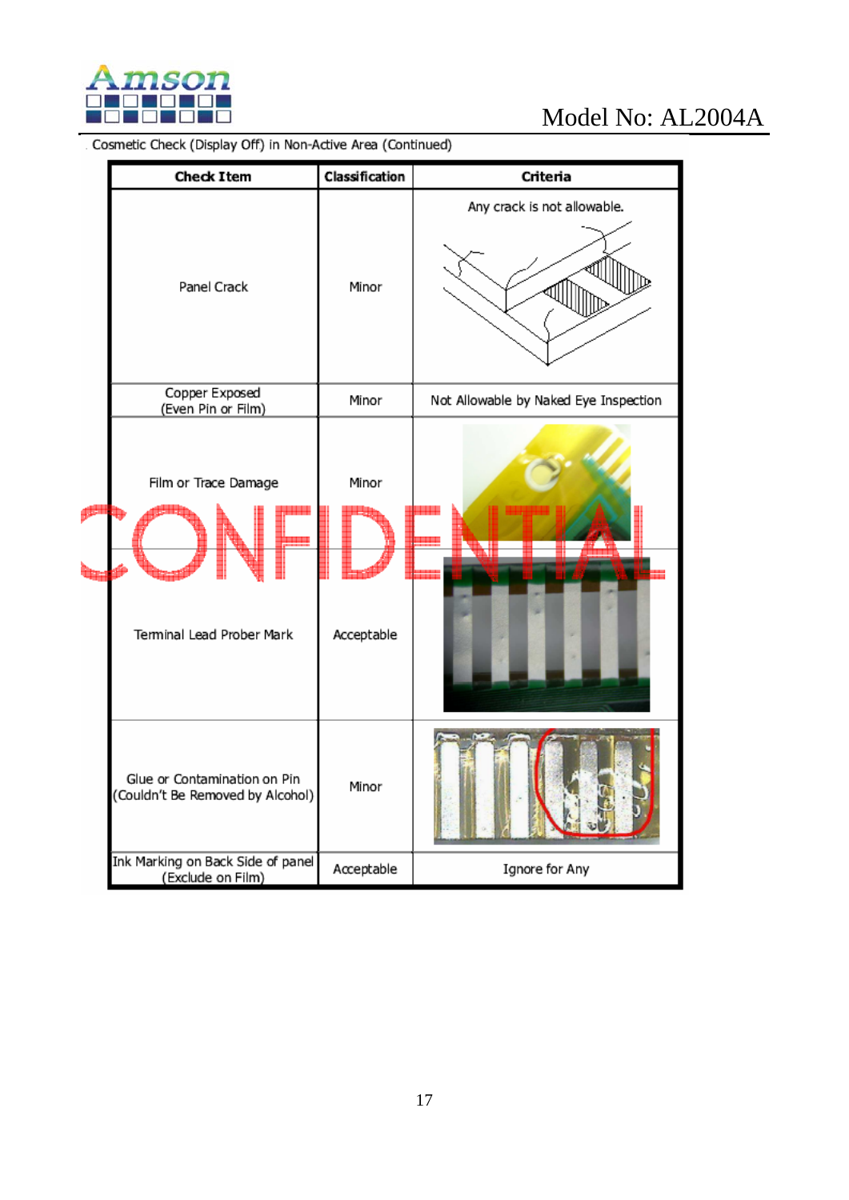Cosmetic Check (Display Off) in Non-Active Area (Continued)

| Check Item | Classification | Criteria |
| --- | --- | --- |
| Panel Crack | Minor | Any crack is not allowable. |
| Copper Exposed (Even Pin or Film) | Minor | Not Allowable by Naked Eye Inspection |
| Film or Trace Damage | Minor | |
| Terminal Lead Prober Mark | Acceptable | |
| Glue or Contamination on Pin (Couldn't Be Removed by Alcohol) | Minor | |
| Ink Marking on Back Side of panel (Exclude on Film) | Acceptable | Ignore for Any |

CONFIDENTIAL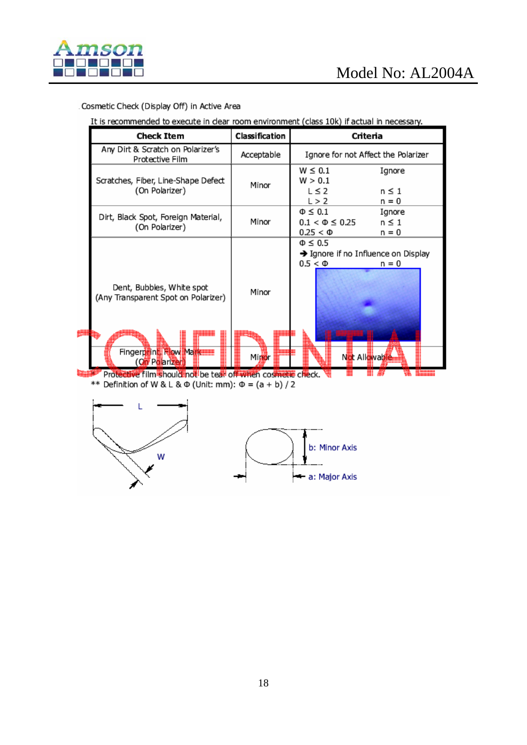Cosmetic Check (Display Off) in Active Area

It is recommended to execute in clear room environment (class 10k) if actual in necessary.

| Check Item | Classification | Criteria |
|---|---|---|
| Any Dirt & Scratch on Polarizer's Protective Film | Acceptable | Ignore for not Affect the Polarizer |
| Scratches, Fiber, Line-Shape Defect (On Polarizer) | Minor | $W \leq 0.1$ Ignore<br>$W > 0.1$<br>$L \leq 2$ $n \leq 1$<br>$L > 2$ $n = 0$ |
| Dirt, Black Spot, Foreign Material, (On Polarizer) | Minor | $\Phi \leq 0.1$ Ignore<br>$0.1 < \Phi \leq 0.25$ $n \leq 1$<br>$0.25 < \Phi$ $n = 0$ |
| Dent, Bubbles, White spot (Any Transparent Spot on Polarizer) | Minor | $\Phi \leq 0.5$<br>➔ Ignore if no Influence on Display<br>$0.5 < \Phi$ $n = 0$ |
| Fingerprint, Flow Mark (On Polarizer) | Minor | Not Allowable |

\* Protective film should not be tear off when cosmetic check.

** Definition of W & L & Φ (Unit: mm): $\Phi = (a + b) / 2$

L

W

b: Minor Axis

a: Major Axis

CONFIDENTIAL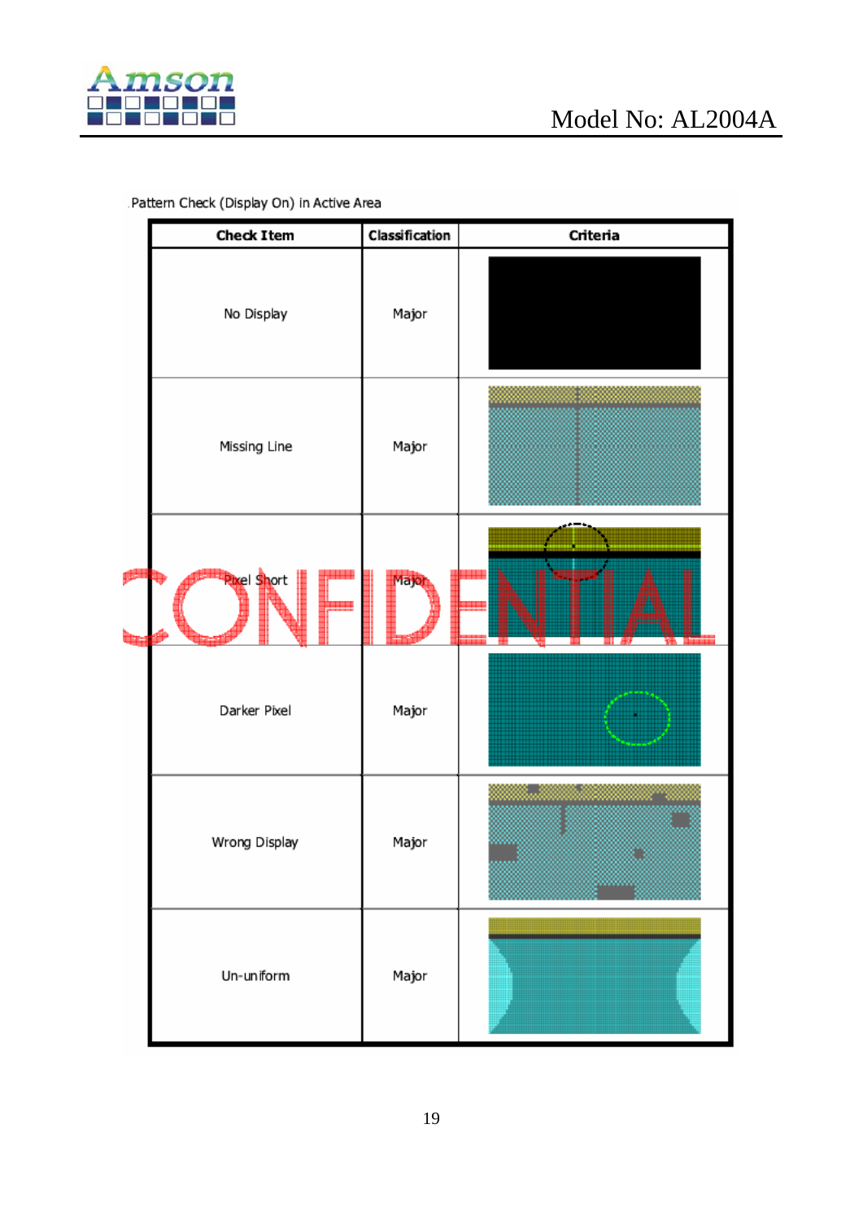Pattern Check (Display On) in Active Area

| Check Item | Classification | Criteria |
|---|---|---|
| No Display | Major | |
| Missing Line | Major | |
| Pixel Short | Major | |
| Darker Pixel | Major | |
| Wrong Display | Major | |
| Un-uniform | Major | |